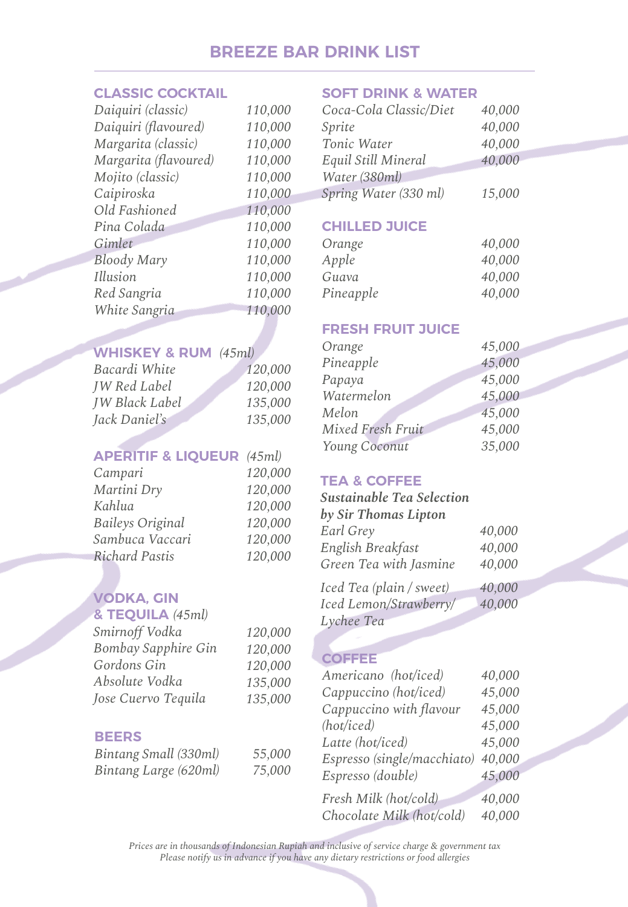# BREEZE BAR DRINK LIST

## CLASSIC COCKTAIL

| | |
|---|---|
| *Daiquiri (classic)* | *110,000* |
| *Daiquiri (flavoured)* | *110,000* |
| *Margarita (classic)* | *110,000* |
| *Margarita (flavoured)* | *110,000* |
| *Mojito (classic)* | *110,000* |
| *Caipiroska* | *110,000* |
| *Old Fashioned* | *110,000* |
| *Pina Colada* | *110,000* |
| *Gimlet* | *110,000* |
| *Bloody Mary* | *110,000* |
| *Illusion* | *110,000* |
| *Red Sangria* | *110,000* |
| *White Sangria* | *110,000* |

## WHISKEY & RUM *(45ml)*

| | |
|---|---|
| *Bacardi White* | *120,000* |
| *JW Red Label* | *120,000* |
| *JW Black Label* | *135,000* |
| *Jack Daniel's* | *135,000* |

## APERITIF & LIQUEUR *(45ml)*

| | |
|---|---|
| *Campari* | *120,000* |
| *Martini Dry* | *120,000* |
| *Kahlua* | *120,000* |
| *Baileys Original* | *120,000* |
| *Sambuca Vaccari* | *120,000* |
| *Richard Pastis* | *120,000* |

## VODKA, GIN & TEQUILA *(45ml)*

| | |
|---|---|
| *Smirnoff Vodka* | *120,000* |
| *Bombay Sapphire Gin* | *120,000* |
| *Gordons Gin* | *120,000* |
| *Absolute Vodka* | *135,000* |
| *Jose Cuervo Tequila* | *135,000* |

## BEERS

| | |
|---|---|
| *Bintang Small (330ml)* | *55,000* |
| *Bintang Large (620ml)* | *75,000* |

## SOFT DRINK & WATER

| | |
|---|---|
| *Coca-Cola Classic/Diet* | *40,000* |
| *Sprite* | *40,000* |
| *Tonic Water* | *40,000* |
| *Equil Still Mineral Water (380ml)* | *40,000* |
| *Spring Water (330 ml)* | *15,000* |

## CHILLED JUICE

| | |
|---|---|
| *Orange* | *40,000* |
| *Apple* | *40,000* |
| *Guava* | *40,000* |
| *Pineapple* | *40,000* |

## FRESH FRUIT JUICE

| | |
|---|---|
| *Orange* | *45,000* |
| *Pineapple* | *45,000* |
| *Papaya* | *45,000* |
| *Watermelon* | *45,000* |
| *Melon* | *45,000* |
| *Mixed Fresh Fruit* | *45,000* |
| *Young Coconut* | *35,000* |

## TEA & COFFEE

***Sustainable Tea Selection by Sir Thomas Lipton***

| | |
|---|---|
| *Earl Grey* | *40,000* |
| *English Breakfast* | *40,000* |
| *Green Tea with Jasmine* | *40,000* |
| *Iced Tea (plain / sweet)* | *40,000* |
| *Iced Lemon/Strawberry/ Lychee Tea* | *40,000* |

## COFFEE

| | |
|---|---|
| *Americano (hot/iced)* | *40,000* |
| *Cappuccino (hot/iced)* | *45,000* |
| *Cappuccino with flavour (hot/iced)* | *45,000* |
| *Latte (hot/iced)* | *45,000* |
| *Espresso (single/macchiato)* | *40,000* |
| *Espresso (double)* | *45,000* |
| *Fresh Milk (hot/cold)* | *40,000* |
| *Chocolate Milk (hot/cold)* | *40,000* |

*Prices are in thousands of Indonesian Rupiah and inclusive of service charge & government tax*
*Please notify us in advance if you have any dietary restrictions or food allergies*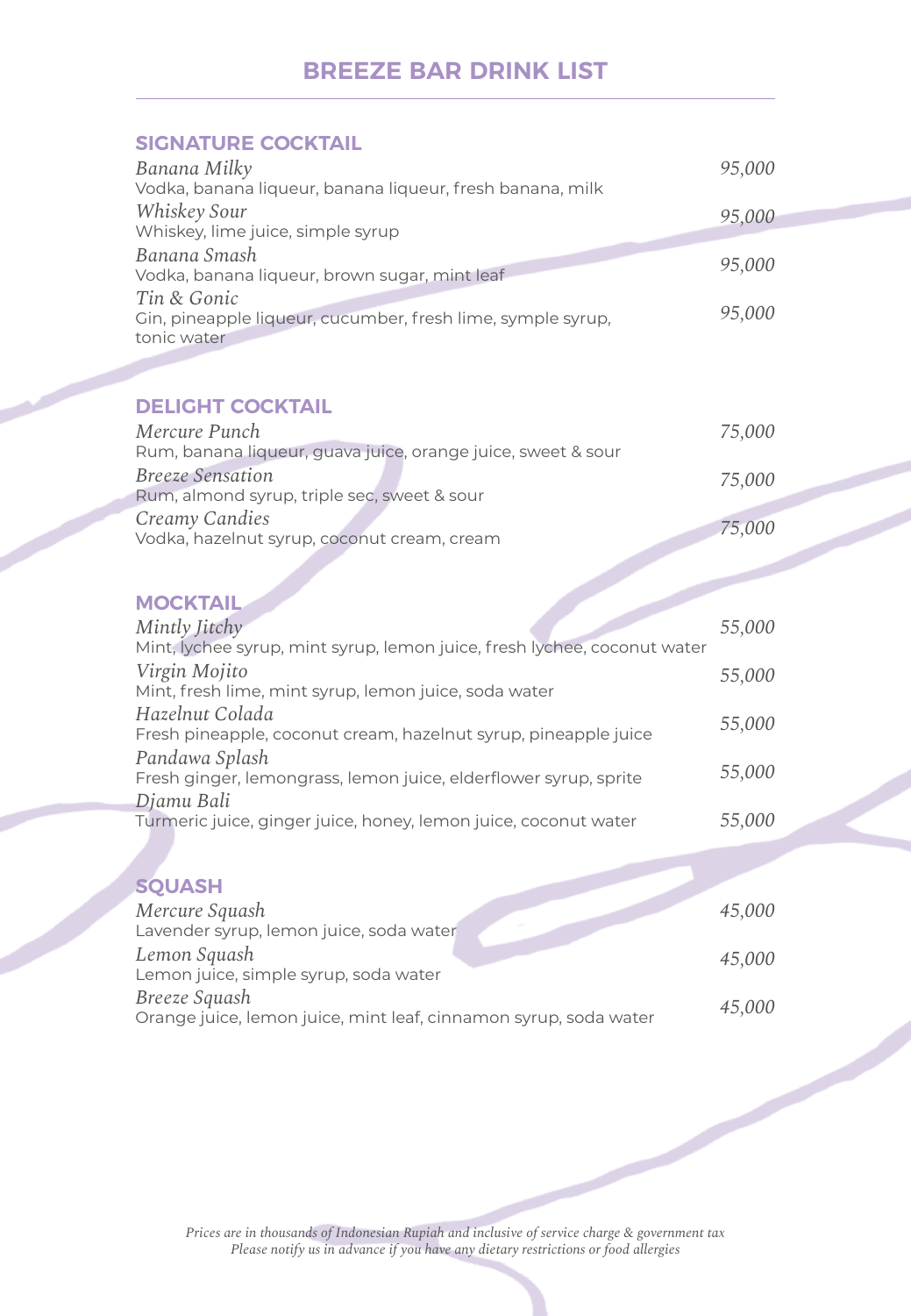# BREEZE BAR DRINK LIST

## SIGNATURE COCKTAIL

*Banana Milky* — *95,000*
Vodka, banana liqueur, banana liqueur, fresh banana, milk

*Whiskey Sour* — *95,000*
Whiskey, lime juice, simple syrup

*Banana Smash* — *95,000*
Vodka, banana liqueur, brown sugar, mint leaf

*Tin & Gonic* — *95,000*
Gin, pineapple liqueur, cucumber, fresh lime, symple syrup, tonic water

## DELIGHT COCKTAIL

*Mercure Punch* — *75,000*
Rum, banana liqueur, guava juice, orange juice, sweet & sour

*Breeze Sensation* — *75,000*
Rum, almond syrup, triple sec, sweet & sour

*Creamy Candies* — *75,000*
Vodka, hazelnut syrup, coconut cream, cream

## MOCKTAIL

*Mintly Jitchy* — *55,000*
Mint, lychee syrup, mint syrup, lemon juice, fresh lychee, coconut water

*Virgin Mojito* — *55,000*
Mint, fresh lime, mint syrup, lemon juice, soda water

*Hazelnut Colada* — *55,000*
Fresh pineapple, coconut cream, hazelnut syrup, pineapple juice

*Pandawa Splash* — *55,000*
Fresh ginger, lemongrass, lemon juice, elderflower syrup, sprite

*Djamu Bali* — *55,000*
Turmeric juice, ginger juice, honey, lemon juice, coconut water

## SQUASH

*Mercure Squash* — *45,000*
Lavender syrup, lemon juice, soda water

*Lemon Squash* — *45,000*
Lemon juice, simple syrup, soda water

*Breeze Squash* — *45,000*
Orange juice, lemon juice, mint leaf, cinnamon syrup, soda water

*Prices are in thousands of Indonesian Rupiah and inclusive of service charge & government tax*
*Please notify us in advance if you have any dietary restrictions or food allergies*